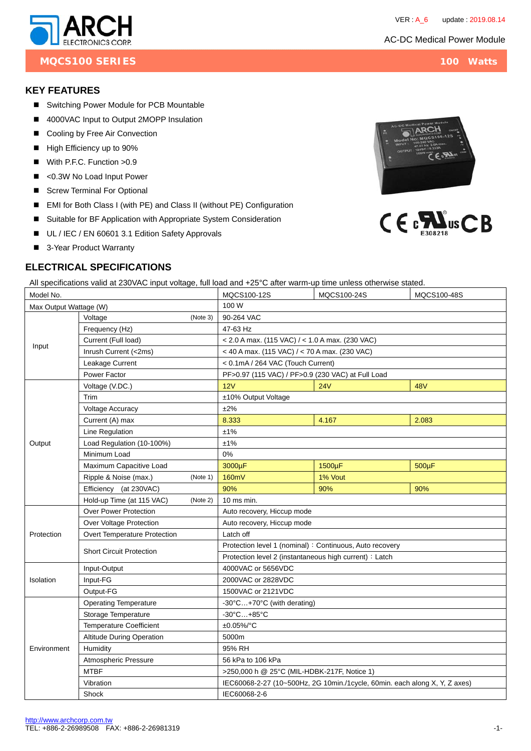ARCH ELECTRONICS CORP.

VER : A_6 update : 2019.08.14

AC-DC Medical Power Module

# MQCS100 SERIES — 100 Watts

## KEY FEATURES

- Switching Power Module for PCB Mountable
- 4000VAC Input to Output 2MOPP Insulation
- Cooling by Free Air Convection
- High Efficiency up to 90%
- With P.F.C. Function >0.9
- <0.3W No Load Input Power
- Screw Terminal For Optional
- EMI for Both Class I (with PE) and Class II (without PE) Configuration
- Suitable for BF Application with Appropriate System Consideration
- UL / IEC / EN 60601 3.1 Edition Safety Approvals
- 3-Year Product Warranty

E308218

## ELECTRICAL SPECIFICATIONS

All specifications valid at 230VAC input voltage, full load and +25°C after warm-up time unless otherwise stated.

| Model No. | | MQCS100-12S | MQCS100-24S | MQCS100-48S |
|---|---|---|---|---|
| Max Output Wattage (W) | | 100 W | | |
| Input | Voltage (Note 3) | 90-264 VAC | | |
| | Frequency (Hz) | 47-63 Hz | | |
| | Current (Full load) | < 2.0 A max. (115 VAC) / < 1.0 A max. (230 VAC) | | |
| | Inrush Current (<2ms) | < 40 A max. (115 VAC) / < 70 A max. (230 VAC) | | |
| | Leakage Current | < 0.1mA / 264 VAC (Touch Current) | | |
| | Power Factor | PF>0.97 (115 VAC) / PF>0.9 (230 VAC) at Full Load | | |
| Output | Voltage (V.DC.) | 12V | 24V | 48V |
| | Trim | ±10% Output Voltage | | |
| | Voltage Accuracy | ±2% | | |
| | Current (A) max | 8.333 | 4.167 | 2.083 |
| | Line Regulation | ±1% | | |
| | Load Regulation (10-100%) | ±1% | | |
| | Minimum Load | 0% | | |
| | Maximum Capacitive Load | 3000µF | 1500µF | 500µF |
| | Ripple & Noise (max.) (Note 1) | 160mV | 1% Vout | |
| | Efficiency (at 230VAC) | 90% | 90% | 90% |
| | Hold-up Time (at 115 VAC) (Note 2) | 10 ms min. | | |
| Protection | Over Power Protection | Auto recovery, Hiccup mode | | |
| | Over Voltage Protection | Auto recovery, Hiccup mode | | |
| | Overt Temperature Protection | Latch off | | |
| | Short Circuit Protection | Protection level 1 (nominal)：Continuous, Auto recovery | | |
| | | Protection level 2 (instantaneous high current)：Latch | | |
| Isolation | Input-Output | 4000VAC or 5656VDC | | |
| | Input-FG | 2000VAC or 2828VDC | | |
| | Output-FG | 1500VAC or 2121VDC | | |
| Environment | Operating Temperature | -30°C…+70°C (with derating) | | |
| | Storage Temperature | -30°C…+85°C | | |
| | Temperature Coefficient | ±0.05%/°C | | |
| | Altitude During Operation | 5000m | | |
| | Humidity | 95% RH | | |
| | Atmospheric Pressure | 56 kPa to 106 kPa | | |
| | MTBF | >250,000 h @ 25°C (MIL-HDBK-217F, Notice 1) | | |
| | Vibration | IEC60068-2-27 (10~500Hz, 2G 10min./1cycle, 60min. each along X, Y, Z axes) | | |
| | Shock | IEC60068-2-6 | | |

http://www.archcorp.com.tw
TEL: +886-2-26989508 FAX: +886-2-26981319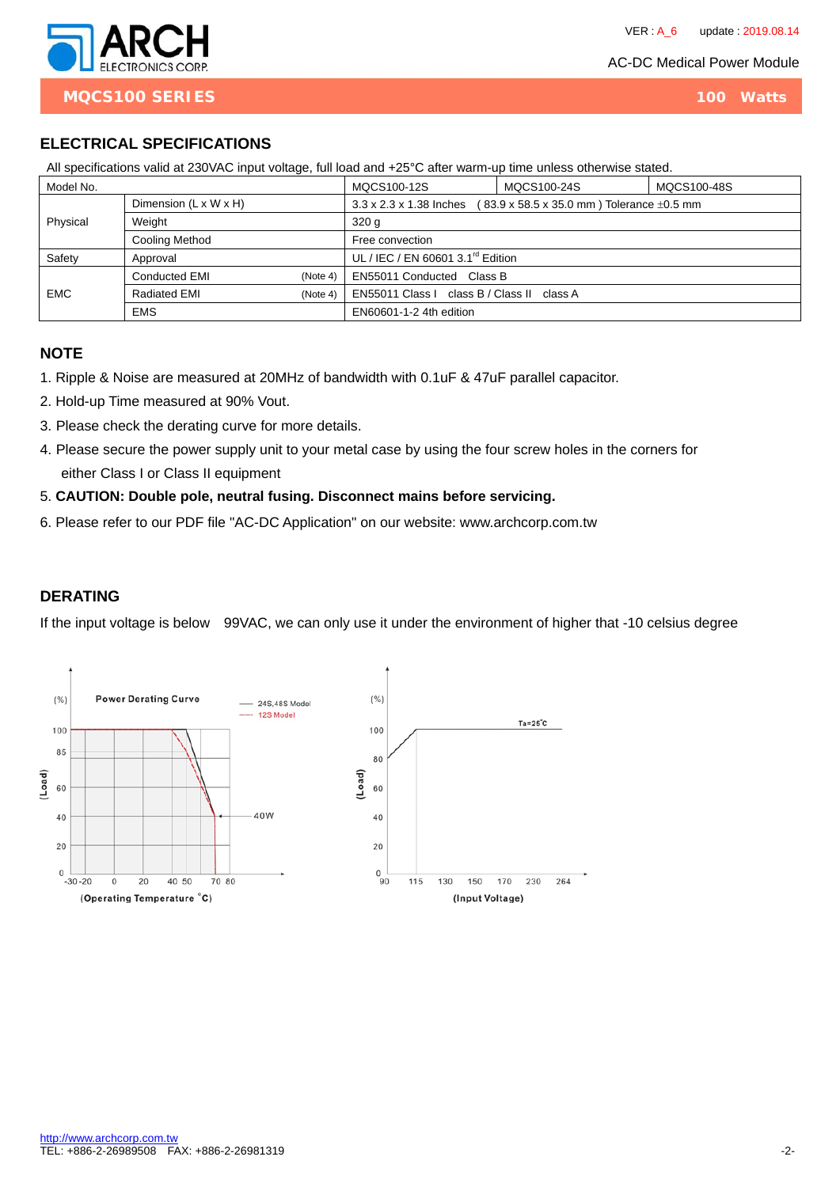## MQCS100 SERIES — 100 Watts

## ELECTRICAL SPECIFICATIONS

All specifications valid at 230VAC input voltage, full load and +25°C after warm-up time unless otherwise stated.

| Model No. | | MQCS100-12S | MQCS100-24S | MQCS100-48S |
|---|---|---|---|---|
| Physical | Dimension (L x W x H) | 3.3 x 2.3 x 1.38 Inches ( 83.9 x 58.5 x 35.0 mm ) Tolerance ±0.5 mm | | |
| | Weight | 320 g | | |
| | Cooling Method | Free convection | | |
| Safety | Approval | UL / IEC / EN 60601 3.1rd Edition | | |
| EMC | Conducted EMI (Note 4) | EN55011 Conducted Class B | | |
| | Radiated EMI (Note 4) | EN55011 Class I class B / Class II class A | | |
| | EMS | EN60601-1-2 4th edition | | |

## NOTE

1. Ripple & Noise are measured at 20MHz of bandwidth with 0.1uF & 47uF parallel capacitor.
2. Hold-up Time measured at 90% Vout.
3. Please check the derating curve for more details.
4. Please secure the power supply unit to your metal case by using the four screw holes in the corners for either Class I or Class II equipment
5. **CAUTION: Double pole, neutral fusing. Disconnect mains before servicing.**
6. Please refer to our PDF file "AC-DC Application" on our website: www.archcorp.com.tw

## DERATING

If the input voltage is below 99VAC, we can only use it under the environment of higher that -10 celsius degree

Power Derating Curve — (Load) (%) vs (Operating Temperature °C); 24S,48S Model; 12S Model; 40W

(Load) (%) vs (Input Voltage); Ta=25°C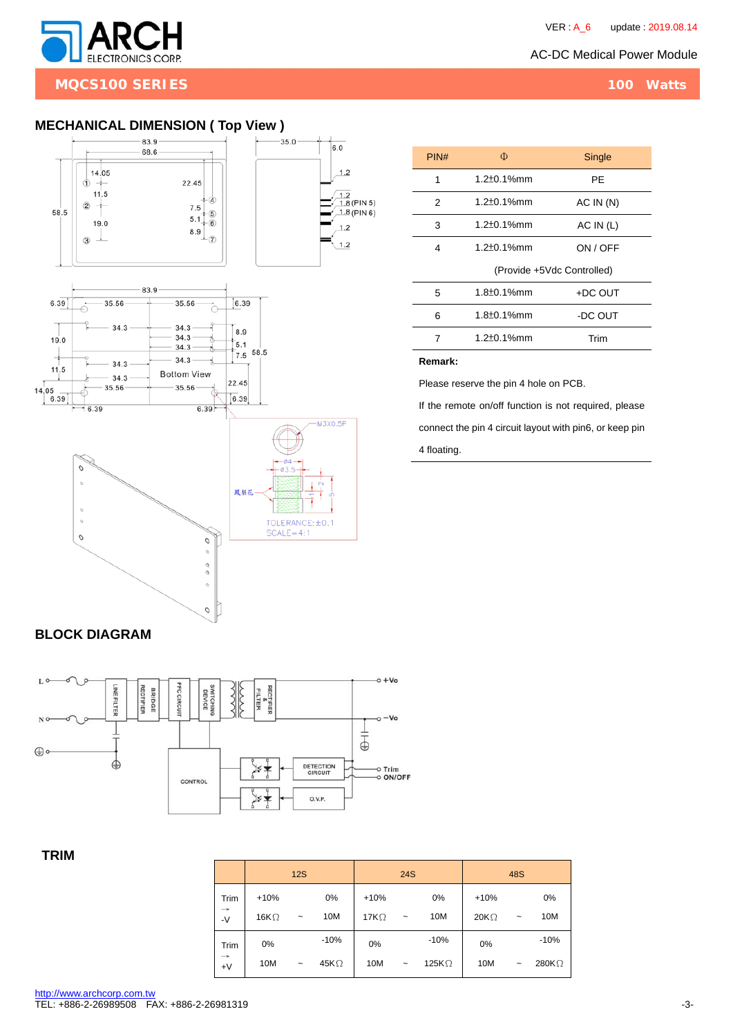## MQCS100 SERIES

**100 Watts**

## MECHANICAL DIMENSION ( Top View )

| PIN# | Φ | Single |
|---|---|---|
| 1 | 1.2±0.1%mm | PE |
| 2 | 1.2±0.1%mm | AC IN (N) |
| 3 | 1.2±0.1%mm | AC IN (L) |
| 4 | 1.2±0.1%mm | ON / OFF |
| | (Provide +5Vdc Controlled) | |
| 5 | 1.8±0.1%mm | +DC OUT |
| 6 | 1.8±0.1%mm | -DC OUT |
| 7 | 1.2±0.1%mm | Trim |

**Remark:**

Please reserve the pin 4 hole on PCB.

If the remote on/off function is not required, please connect the pin 4 circuit layout with pin6, or keep pin 4 floating.

## BLOCK DIAGRAM

## TRIM

| | 12S | | | 24S | | | 48S | | |
|---|---|---|---|---|---|---|---|---|---|
| Trim → -V | +10% 16KΩ | ~ | 0% 10M | +10% 17KΩ | ~ | 0% 10M | +10% 20KΩ | ~ | 0% 10M |
| Trim → +V | 0% 10M | ~ | -10% 45KΩ | 0% 10M | ~ | -10% 125KΩ | 0% 10M | ~ | -10% 280KΩ |

http://www.archcorp.com.tw
TEL: +886-2-26989508 FAX: +886-2-26981319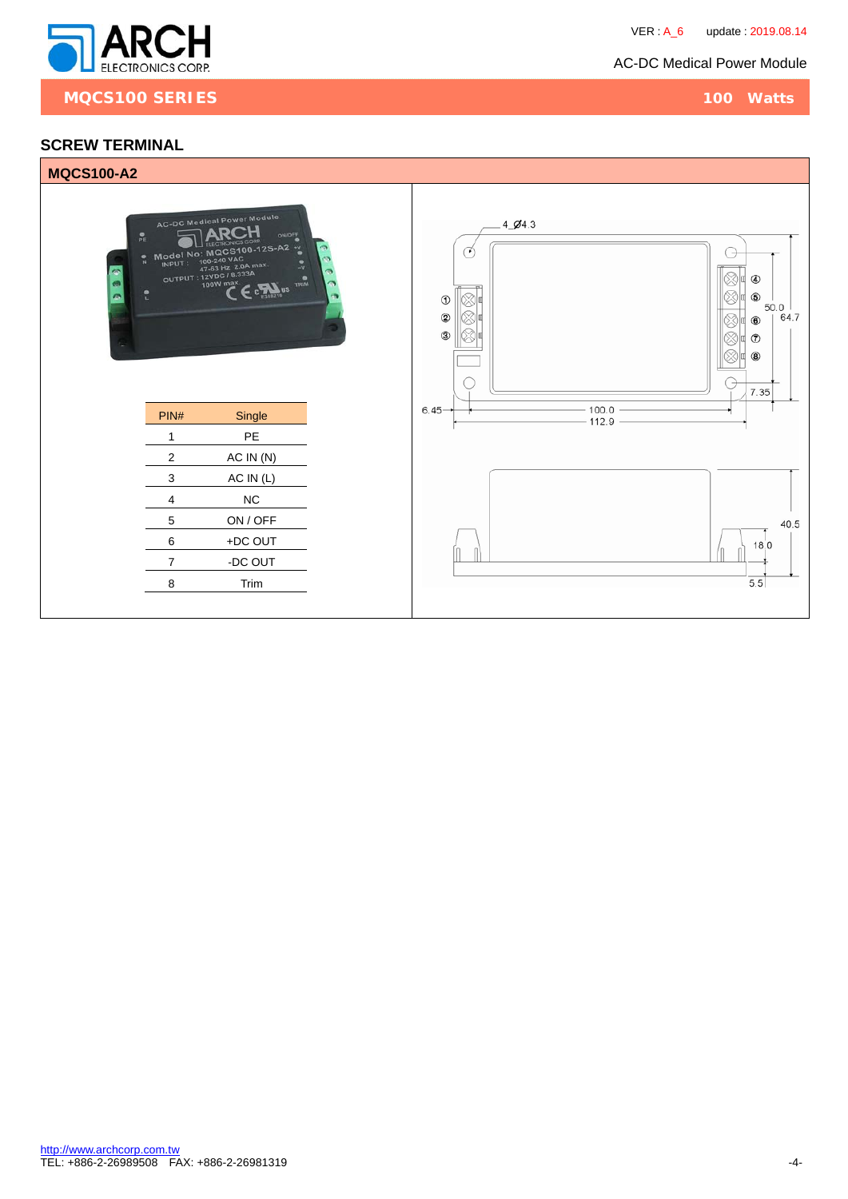## SCREW TERMINAL

### MQCS100-A2

| PIN# | Single |
|---|---|
| 1 | PE |
| 2 | AC IN (N) |
| 3 | AC IN (L) |
| 4 | NC |
| 5 | ON / OFF |
| 6 | +DC OUT |
| 7 | -DC OUT |
| 8 | Trim |

4_Ø4.3

① ② ③ ④ ⑤ ⑥ ⑦ ⑧

6.45
100.0
112.9
50.0
64.7
7.35
40.5
18.0
5.5

http://www.archcorp.com.tw
TEL: +886-2-26989508 FAX: +886-2-26981319